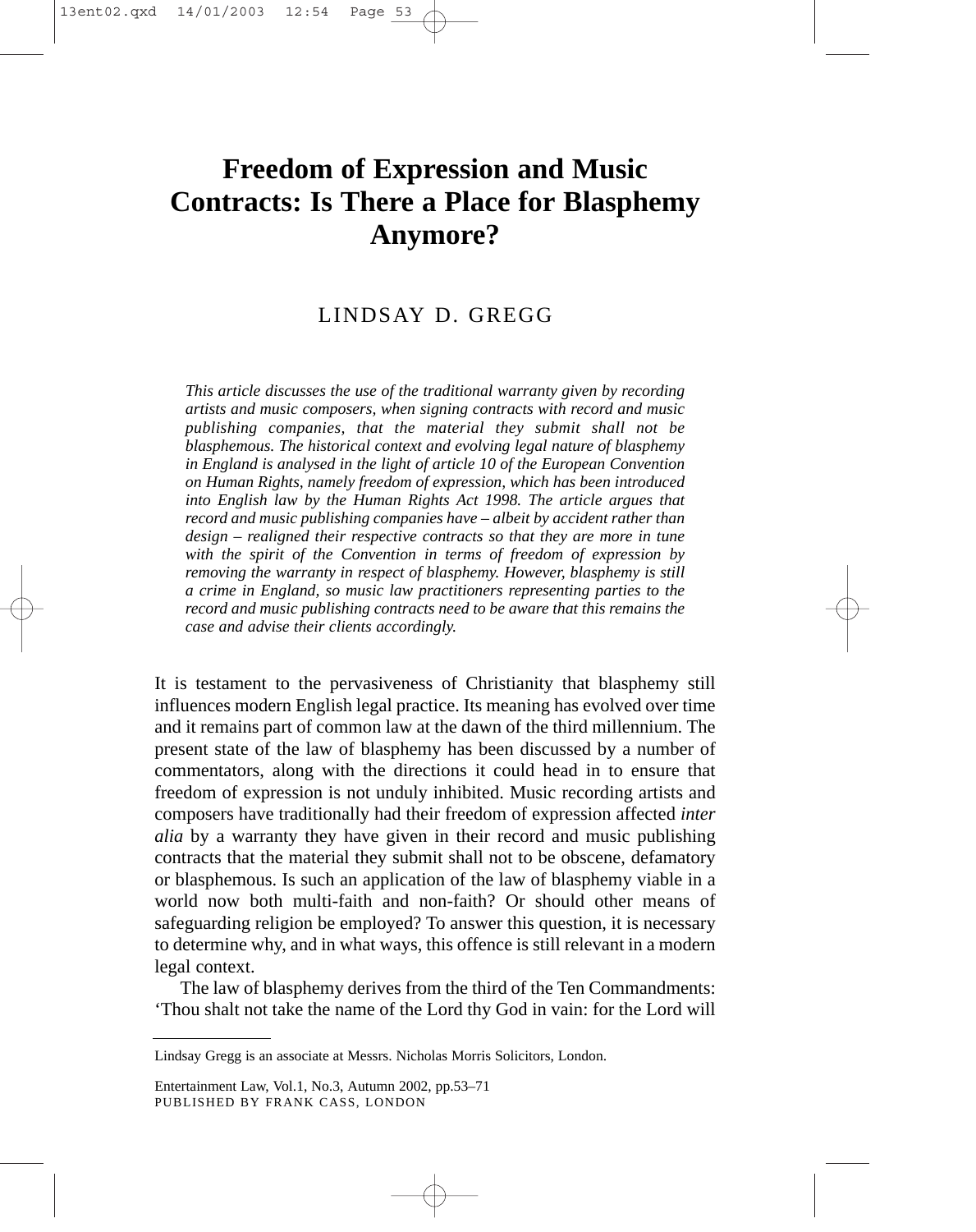# Freedom of Expression and Music Contracts: Is There a Place for Blasphemy Anymore?

LINDSAY D. GREGG

*This article discusses the use of the traditional warranty given by recording artists and music composers, when signing contracts with record and music publishing companies, that the material they submit shall not be blasphemous. The historical context and evolving legal nature of blasphemy in England is analysed in the light of article 10 of the European Convention on Human Rights, namely freedom of expression, which has been introduced into English law by the Human Rights Act 1998. The article argues that record and music publishing companies have – albeit by accident rather than design – realigned their respective contracts so that they are more in tune with the spirit of the Convention in terms of freedom of expression by removing the warranty in respect of blasphemy. However, blasphemy is still a crime in England, so music law practitioners representing parties to the record and music publishing contracts need to be aware that this remains the case and advise their clients accordingly.*

It is testament to the pervasiveness of Christianity that blasphemy still influences modern English legal practice. Its meaning has evolved over time and it remains part of common law at the dawn of the third millennium. The present state of the law of blasphemy has been discussed by a number of commentators, along with the directions it could head in to ensure that freedom of expression is not unduly inhibited. Music recording artists and composers have traditionally had their freedom of expression affected *inter alia* by a warranty they have given in their record and music publishing contracts that the material they submit shall not to be obscene, defamatory or blasphemous. Is such an application of the law of blasphemy viable in a world now both multi-faith and non-faith? Or should other means of safeguarding religion be employed? To answer this question, it is necessary to determine why, and in what ways, this offence is still relevant in a modern legal context.

The law of blasphemy derives from the third of the Ten Commandments: 'Thou shalt not take the name of the Lord thy God in vain: for the Lord will

Lindsay Gregg is an associate at Messrs. Nicholas Morris Solicitors, London.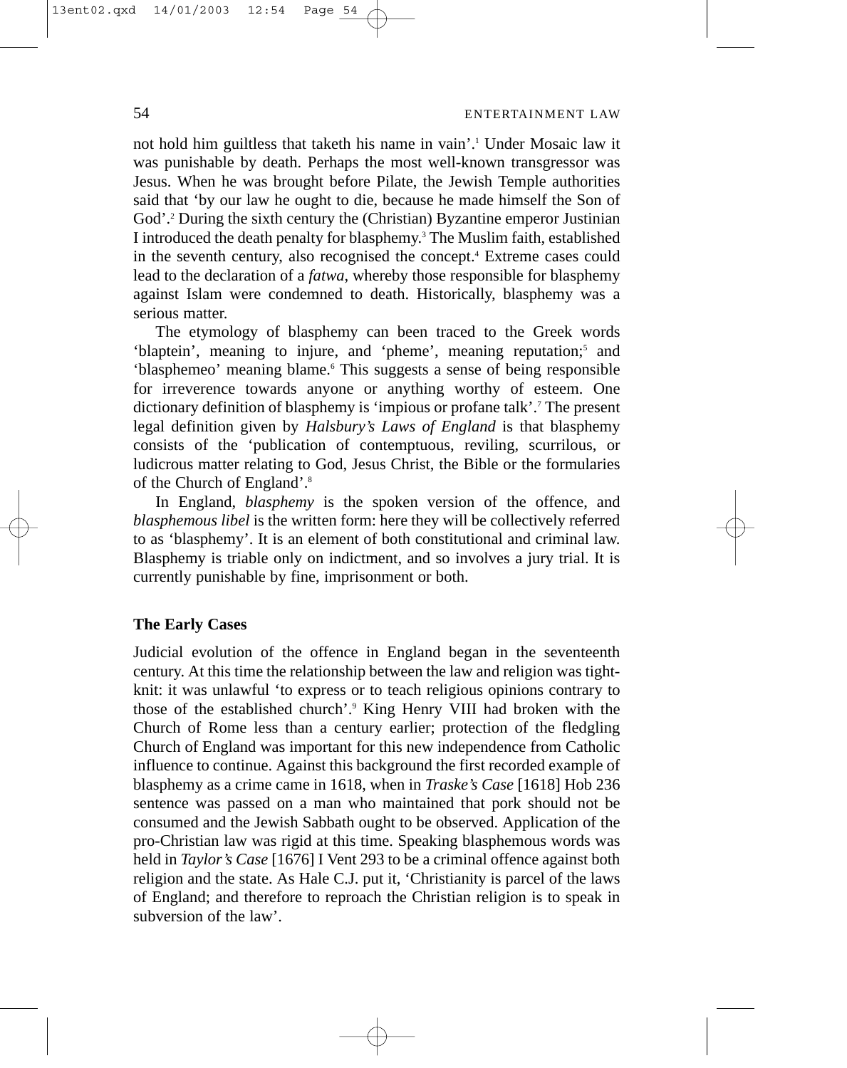not hold him guiltless that taketh his name in vain'.[1] Under Mosaic law it was punishable by death. Perhaps the most well-known transgressor was Jesus. When he was brought before Pilate, the Jewish Temple authorities said that 'by our law he ought to die, because he made himself the Son of God'.[2] During the sixth century the (Christian) Byzantine emperor Justinian I introduced the death penalty for blasphemy.[3] The Muslim faith, established in the seventh century, also recognised the concept.[4] Extreme cases could lead to the declaration of a *fatwa*, whereby those responsible for blasphemy against Islam were condemned to death. Historically, blasphemy was a serious matter.

The etymology of blasphemy can been traced to the Greek words 'blaptein', meaning to injure, and 'pheme', meaning reputation;[5] and 'blasphemeo' meaning blame.[6] This suggests a sense of being responsible for irreverence towards anyone or anything worthy of esteem. One dictionary definition of blasphemy is 'impious or profane talk'.[7] The present legal definition given by *Halsbury's Laws of England* is that blasphemy consists of the 'publication of contemptuous, reviling, scurrilous, or ludicrous matter relating to God, Jesus Christ, the Bible or the formularies of the Church of England'.[8]

In England, *blasphemy* is the spoken version of the offence, and *blasphemous libel* is the written form: here they will be collectively referred to as 'blasphemy'. It is an element of both constitutional and criminal law. Blasphemy is triable only on indictment, and so involves a jury trial. It is currently punishable by fine, imprisonment or both.

### The Early Cases

Judicial evolution of the offence in England began in the seventeenth century. At this time the relationship between the law and religion was tight-knit: it was unlawful 'to express or to teach religious opinions contrary to those of the established church'.[9] King Henry VIII had broken with the Church of Rome less than a century earlier; protection of the fledgling Church of England was important for this new independence from Catholic influence to continue. Against this background the first recorded example of blasphemy as a crime came in 1618, when in *Traske's Case* [1618] Hob 236 sentence was passed on a man who maintained that pork should not be consumed and the Jewish Sabbath ought to be observed. Application of the pro-Christian law was rigid at this time. Speaking blasphemous words was held in *Taylor's Case* [1676] I Vent 293 to be a criminal offence against both religion and the state. As Hale C.J. put it, 'Christianity is parcel of the laws of England; and therefore to reproach the Christian religion is to speak in subversion of the law'.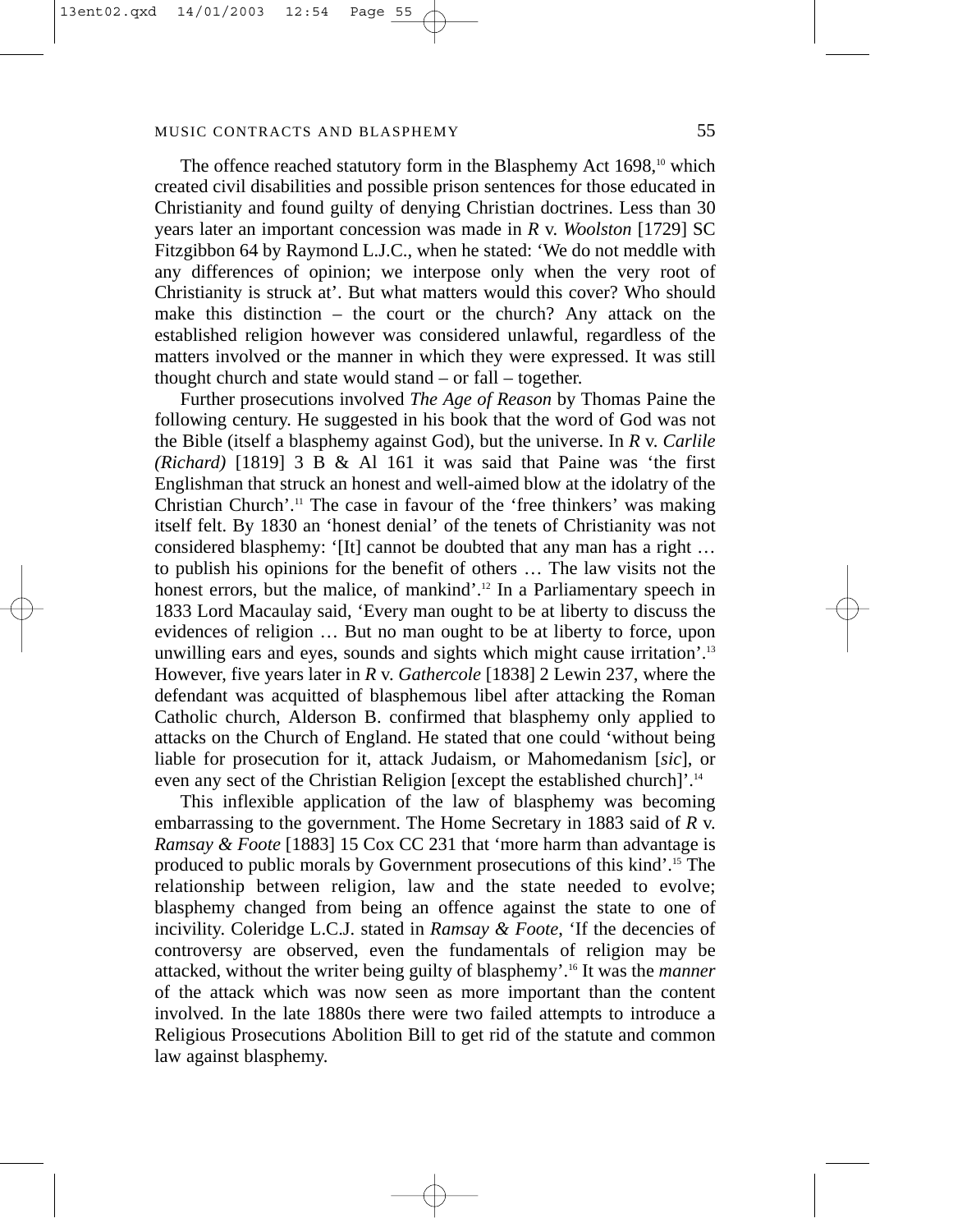The offence reached statutory form in the Blasphemy Act 1698,[10] which created civil disabilities and possible prison sentences for those educated in Christianity and found guilty of denying Christian doctrines. Less than 30 years later an important concession was made in *R* v. *Woolston* [1729] SC Fitzgibbon 64 by Raymond L.J.C., when he stated: 'We do not meddle with any differences of opinion; we interpose only when the very root of Christianity is struck at'. But what matters would this cover? Who should make this distinction – the court or the church? Any attack on the established religion however was considered unlawful, regardless of the matters involved or the manner in which they were expressed. It was still thought church and state would stand – or fall – together.

Further prosecutions involved *The Age of Reason* by Thomas Paine the following century. He suggested in his book that the word of God was not the Bible (itself a blasphemy against God), but the universe. In *R* v. *Carlile (Richard)* [1819] 3 B & Al 161 it was said that Paine was 'the first Englishman that struck an honest and well-aimed blow at the idolatry of the Christian Church'.[11] The case in favour of the 'free thinkers' was making itself felt. By 1830 an 'honest denial' of the tenets of Christianity was not considered blasphemy: '[It] cannot be doubted that any man has a right … to publish his opinions for the benefit of others … The law visits not the honest errors, but the malice, of mankind'.[12] In a Parliamentary speech in 1833 Lord Macaulay said, 'Every man ought to be at liberty to discuss the evidences of religion … But no man ought to be at liberty to force, upon unwilling ears and eyes, sounds and sights which might cause irritation'.[13] However, five years later in *R* v. *Gathercole* [1838] 2 Lewin 237, where the defendant was acquitted of blasphemous libel after attacking the Roman Catholic church, Alderson B. confirmed that blasphemy only applied to attacks on the Church of England. He stated that one could 'without being liable for prosecution for it, attack Judaism, or Mahomedanism [*sic*], or even any sect of the Christian Religion [except the established church]'.[14]

This inflexible application of the law of blasphemy was becoming embarrassing to the government. The Home Secretary in 1883 said of *R* v. *Ramsay & Foote* [1883] 15 Cox CC 231 that 'more harm than advantage is produced to public morals by Government prosecutions of this kind'.[15] The relationship between religion, law and the state needed to evolve; blasphemy changed from being an offence against the state to one of incivility. Coleridge L.C.J. stated in *Ramsay & Foote*, 'If the decencies of controversy are observed, even the fundamentals of religion may be attacked, without the writer being guilty of blasphemy'.[16] It was the *manner* of the attack which was now seen as more important than the content involved. In the late 1880s there were two failed attempts to introduce a Religious Prosecutions Abolition Bill to get rid of the statute and common law against blasphemy.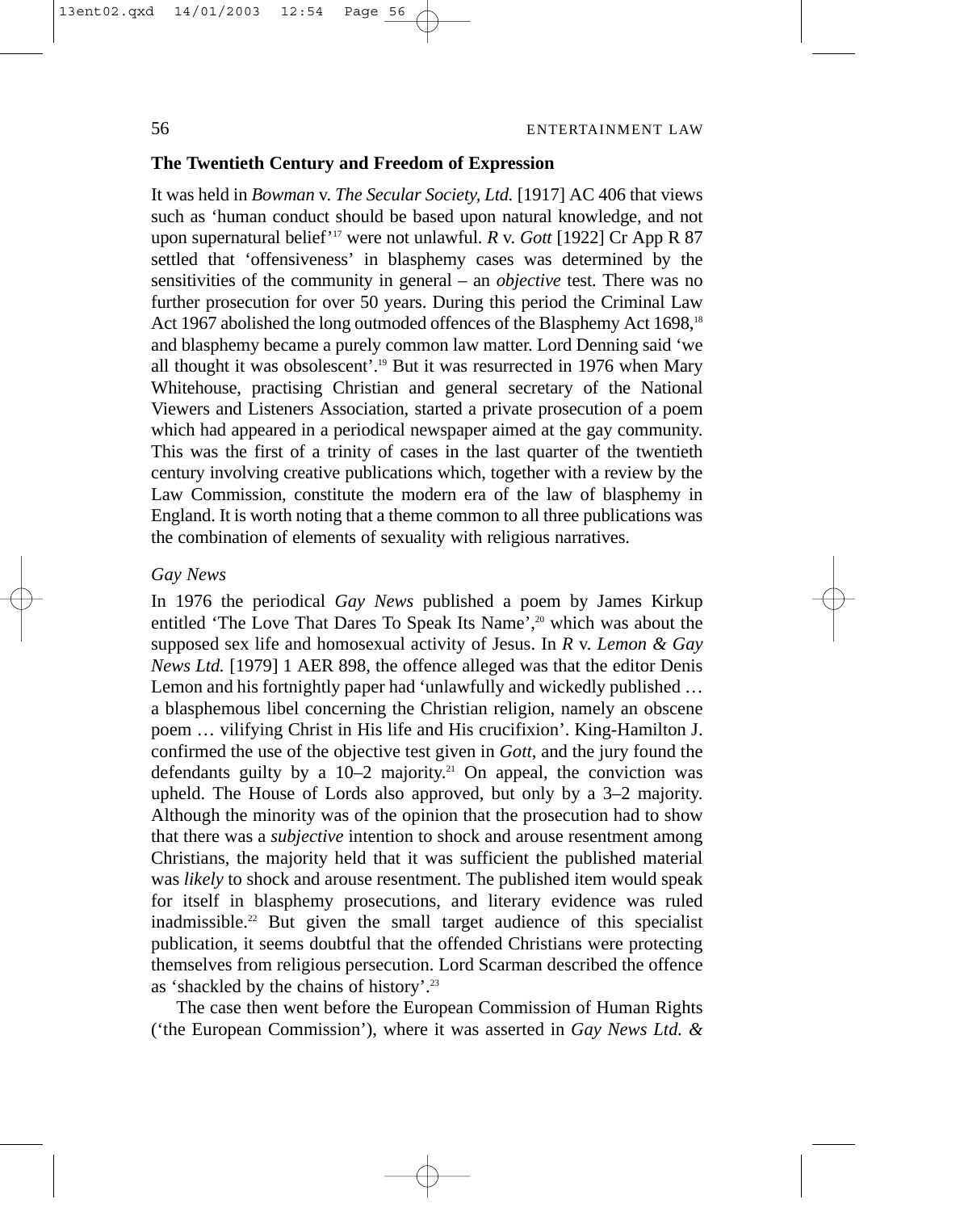**The Twentieth Century and Freedom of Expression**

It was held in *Bowman* v. *The Secular Society, Ltd.* [1917] AC 406 that views such as 'human conduct should be based upon natural knowledge, and not upon supernatural belief'[17] were not unlawful. *R* v. *Gott* [1922] Cr App R 87 settled that 'offensiveness' in blasphemy cases was determined by the sensitivities of the community in general – an *objective* test. There was no further prosecution for over 50 years. During this period the Criminal Law Act 1967 abolished the long outmoded offences of the Blasphemy Act 1698,[18] and blasphemy became a purely common law matter. Lord Denning said 'we all thought it was obsolescent'.[19] But it was resurrected in 1976 when Mary Whitehouse, practising Christian and general secretary of the National Viewers and Listeners Association, started a private prosecution of a poem which had appeared in a periodical newspaper aimed at the gay community. This was the first of a trinity of cases in the last quarter of the twentieth century involving creative publications which, together with a review by the Law Commission, constitute the modern era of the law of blasphemy in England. It is worth noting that a theme common to all three publications was the combination of elements of sexuality with religious narratives.

*Gay News*

In 1976 the periodical *Gay News* published a poem by James Kirkup entitled 'The Love That Dares To Speak Its Name',[20] which was about the supposed sex life and homosexual activity of Jesus. In *R* v. *Lemon & Gay News Ltd.* [1979] 1 AER 898, the offence alleged was that the editor Denis Lemon and his fortnightly paper had 'unlawfully and wickedly published … a blasphemous libel concerning the Christian religion, namely an obscene poem … vilifying Christ in His life and His crucifixion'. King-Hamilton J. confirmed the use of the objective test given in *Gott*, and the jury found the defendants guilty by a 10–2 majority.[21] On appeal, the conviction was upheld. The House of Lords also approved, but only by a 3–2 majority. Although the minority was of the opinion that the prosecution had to show that there was a *subjective* intention to shock and arouse resentment among Christians, the majority held that it was sufficient the published material was *likely* to shock and arouse resentment. The published item would speak for itself in blasphemy prosecutions, and literary evidence was ruled inadmissible.[22] But given the small target audience of this specialist publication, it seems doubtful that the offended Christians were protecting themselves from religious persecution. Lord Scarman described the offence as 'shackled by the chains of history'.[23]

The case then went before the European Commission of Human Rights ('the European Commission'), where it was asserted in *Gay News Ltd. &*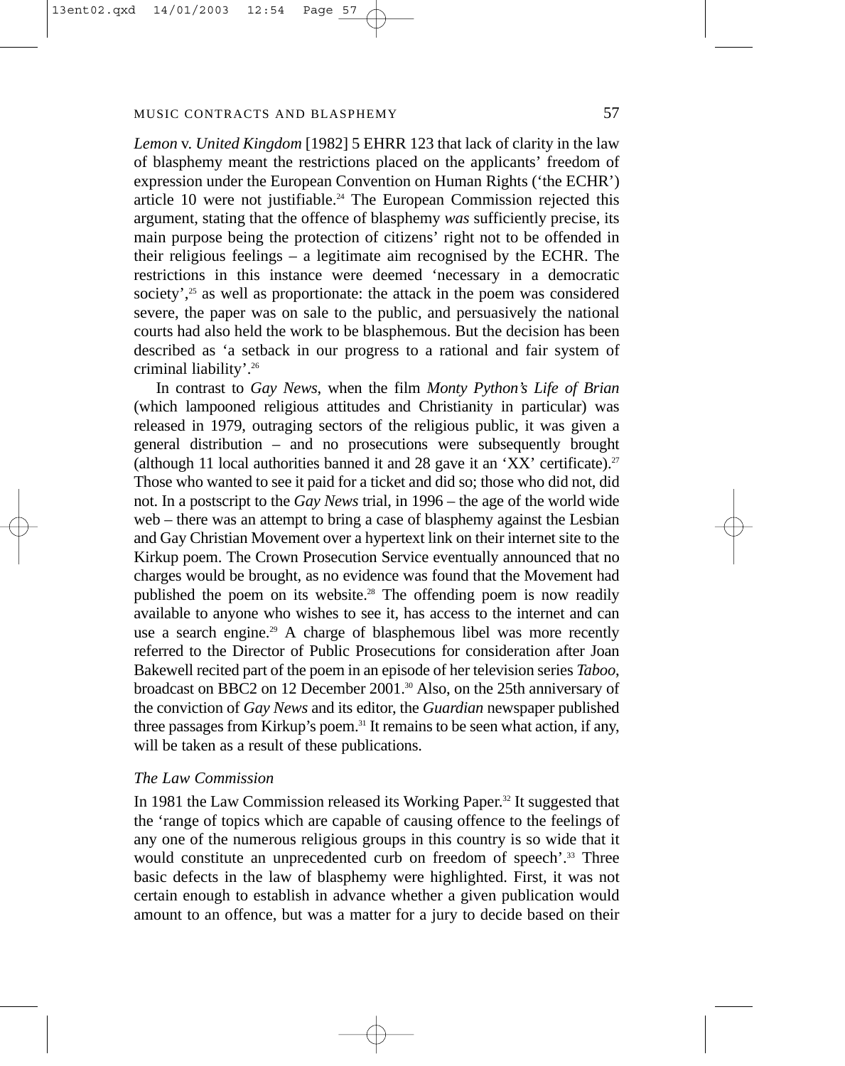*Lemon* v. *United Kingdom* [1982] 5 EHRR 123 that lack of clarity in the law of blasphemy meant the restrictions placed on the applicants' freedom of expression under the European Convention on Human Rights ('the ECHR') article 10 were not justifiable.[24] The European Commission rejected this argument, stating that the offence of blasphemy *was* sufficiently precise, its main purpose being the protection of citizens' right not to be offended in their religious feelings – a legitimate aim recognised by the ECHR. The restrictions in this instance were deemed 'necessary in a democratic society',[25] as well as proportionate: the attack in the poem was considered severe, the paper was on sale to the public, and persuasively the national courts had also held the work to be blasphemous. But the decision has been described as 'a setback in our progress to a rational and fair system of criminal liability'.[26]

In contrast to *Gay News*, when the film *Monty Python's Life of Brian* (which lampooned religious attitudes and Christianity in particular) was released in 1979, outraging sectors of the religious public, it was given a general distribution – and no prosecutions were subsequently brought (although 11 local authorities banned it and 28 gave it an 'XX' certificate).[27] Those who wanted to see it paid for a ticket and did so; those who did not, did not. In a postscript to the *Gay News* trial, in 1996 – the age of the world wide web – there was an attempt to bring a case of blasphemy against the Lesbian and Gay Christian Movement over a hypertext link on their internet site to the Kirkup poem. The Crown Prosecution Service eventually announced that no charges would be brought, as no evidence was found that the Movement had published the poem on its website.[28] The offending poem is now readily available to anyone who wishes to see it, has access to the internet and can use a search engine.[29] A charge of blasphemous libel was more recently referred to the Director of Public Prosecutions for consideration after Joan Bakewell recited part of the poem in an episode of her television series *Taboo*, broadcast on BBC2 on 12 December 2001.[30] Also, on the 25th anniversary of the conviction of *Gay News* and its editor, the *Guardian* newspaper published three passages from Kirkup's poem.[31] It remains to be seen what action, if any, will be taken as a result of these publications.

### *The Law Commission*

In 1981 the Law Commission released its Working Paper.[32] It suggested that the 'range of topics which are capable of causing offence to the feelings of any one of the numerous religious groups in this country is so wide that it would constitute an unprecedented curb on freedom of speech'.[33] Three basic defects in the law of blasphemy were highlighted. First, it was not certain enough to establish in advance whether a given publication would amount to an offence, but was a matter for a jury to decide based on their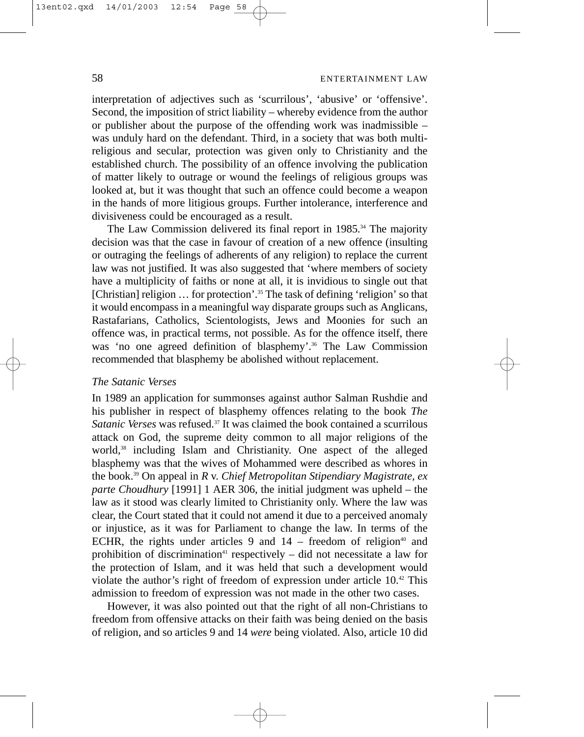interpretation of adjectives such as 'scurrilous', 'abusive' or 'offensive'. Second, the imposition of strict liability – whereby evidence from the author or publisher about the purpose of the offending work was inadmissible – was unduly hard on the defendant. Third, in a society that was both multi-religious and secular, protection was given only to Christianity and the established church. The possibility of an offence involving the publication of matter likely to outrage or wound the feelings of religious groups was looked at, but it was thought that such an offence could become a weapon in the hands of more litigious groups. Further intolerance, interference and divisiveness could be encouraged as a result.

The Law Commission delivered its final report in 1985.[34] The majority decision was that the case in favour of creation of a new offence (insulting or outraging the feelings of adherents of any religion) to replace the current law was not justified. It was also suggested that 'where members of society have a multiplicity of faiths or none at all, it is invidious to single out that [Christian] religion … for protection'.[35] The task of defining 'religion' so that it would encompass in a meaningful way disparate groups such as Anglicans, Rastafarians, Catholics, Scientologists, Jews and Moonies for such an offence was, in practical terms, not possible. As for the offence itself, there was 'no one agreed definition of blasphemy'.[36] The Law Commission recommended that blasphemy be abolished without replacement.

*The Satanic Verses*

In 1989 an application for summonses against author Salman Rushdie and his publisher in respect of blasphemy offences relating to the book *The Satanic Verses* was refused.[37] It was claimed the book contained a scurrilous attack on God, the supreme deity common to all major religions of the world,[38] including Islam and Christianity. One aspect of the alleged blasphemy was that the wives of Mohammed were described as whores in the book.[39] On appeal in *R* v. *Chief Metropolitan Stipendiary Magistrate, ex parte Choudhury* [1991] 1 AER 306, the initial judgment was upheld – the law as it stood was clearly limited to Christianity only. Where the law was clear, the Court stated that it could not amend it due to a perceived anomaly or injustice, as it was for Parliament to change the law. In terms of the ECHR, the rights under articles 9 and 14 – freedom of religion[40] and prohibition of discrimination[41] respectively – did not necessitate a law for the protection of Islam, and it was held that such a development would violate the author's right of freedom of expression under article 10.[42] This admission to freedom of expression was not made in the other two cases.

However, it was also pointed out that the right of all non-Christians to freedom from offensive attacks on their faith was being denied on the basis of religion, and so articles 9 and 14 *were* being violated. Also, article 10 did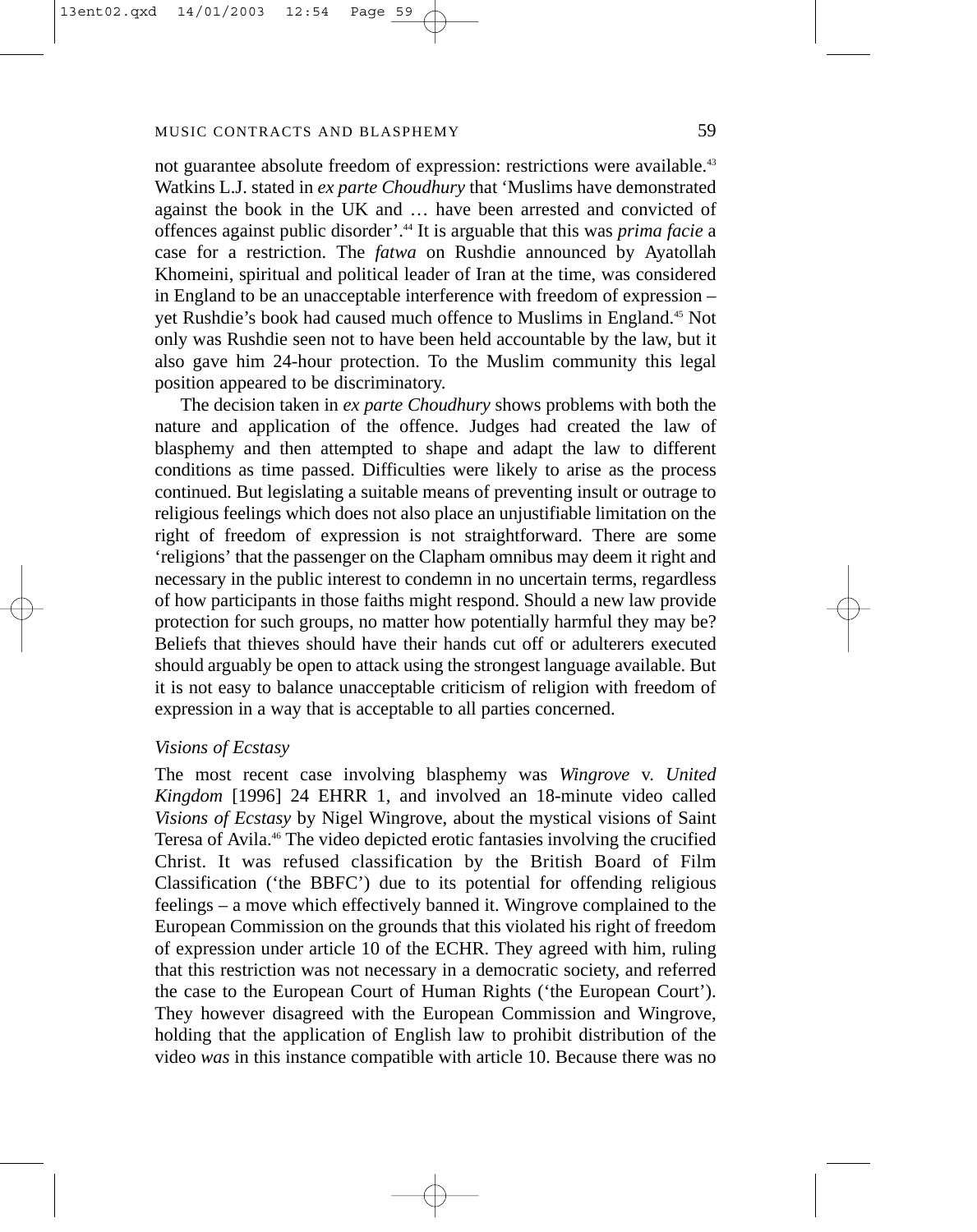not guarantee absolute freedom of expression: restrictions were available.[43] Watkins L.J. stated in *ex parte Choudhury* that 'Muslims have demonstrated against the book in the UK and … have been arrested and convicted of offences against public disorder'.[44] It is arguable that this was *prima facie* a case for a restriction. The *fatwa* on Rushdie announced by Ayatollah Khomeini, spiritual and political leader of Iran at the time, was considered in England to be an unacceptable interference with freedom of expression – yet Rushdie's book had caused much offence to Muslims in England.[45] Not only was Rushdie seen not to have been held accountable by the law, but it also gave him 24-hour protection. To the Muslim community this legal position appeared to be discriminatory.

The decision taken in *ex parte Choudhury* shows problems with both the nature and application of the offence. Judges had created the law of blasphemy and then attempted to shape and adapt the law to different conditions as time passed. Difficulties were likely to arise as the process continued. But legislating a suitable means of preventing insult or outrage to religious feelings which does not also place an unjustifiable limitation on the right of freedom of expression is not straightforward. There are some 'religions' that the passenger on the Clapham omnibus may deem it right and necessary in the public interest to condemn in no uncertain terms, regardless of how participants in those faiths might respond. Should a new law provide protection for such groups, no matter how potentially harmful they may be? Beliefs that thieves should have their hands cut off or adulterers executed should arguably be open to attack using the strongest language available. But it is not easy to balance unacceptable criticism of religion with freedom of expression in a way that is acceptable to all parties concerned.

### *Visions of Ecstasy*

The most recent case involving blasphemy was *Wingrove* v. *United Kingdom* [1996] 24 EHRR 1, and involved an 18-minute video called *Visions of Ecstasy* by Nigel Wingrove, about the mystical visions of Saint Teresa of Avila.[46] The video depicted erotic fantasies involving the crucified Christ. It was refused classification by the British Board of Film Classification ('the BBFC') due to its potential for offending religious feelings – a move which effectively banned it. Wingrove complained to the European Commission on the grounds that this violated his right of freedom of expression under article 10 of the ECHR. They agreed with him, ruling that this restriction was not necessary in a democratic society, and referred the case to the European Court of Human Rights ('the European Court'). They however disagreed with the European Commission and Wingrove, holding that the application of English law to prohibit distribution of the video *was* in this instance compatible with article 10. Because there was no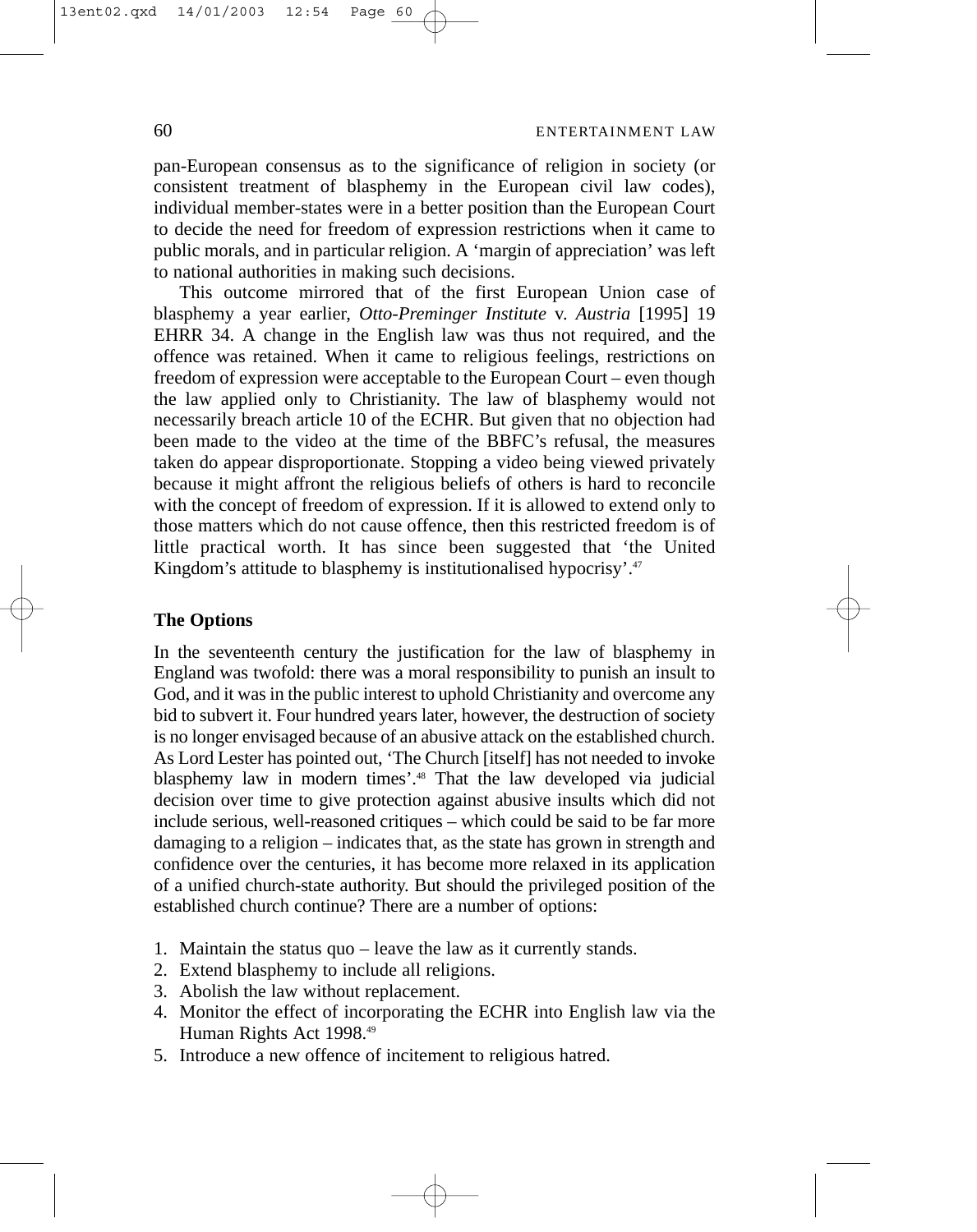pan-European consensus as to the significance of religion in society (or consistent treatment of blasphemy in the European civil law codes), individual member-states were in a better position than the European Court to decide the need for freedom of expression restrictions when it came to public morals, and in particular religion. A 'margin of appreciation' was left to national authorities in making such decisions.

This outcome mirrored that of the first European Union case of blasphemy a year earlier, *Otto-Preminger Institute* v. *Austria* [1995] 19 EHRR 34. A change in the English law was thus not required, and the offence was retained. When it came to religious feelings, restrictions on freedom of expression were acceptable to the European Court – even though the law applied only to Christianity. The law of blasphemy would not necessarily breach article 10 of the ECHR. But given that no objection had been made to the video at the time of the BBFC's refusal, the measures taken do appear disproportionate. Stopping a video being viewed privately because it might affront the religious beliefs of others is hard to reconcile with the concept of freedom of expression. If it is allowed to extend only to those matters which do not cause offence, then this restricted freedom is of little practical worth. It has since been suggested that 'the United Kingdom's attitude to blasphemy is institutionalised hypocrisy'.[47]

## The Options

In the seventeenth century the justification for the law of blasphemy in England was twofold: there was a moral responsibility to punish an insult to God, and it was in the public interest to uphold Christianity and overcome any bid to subvert it. Four hundred years later, however, the destruction of society is no longer envisaged because of an abusive attack on the established church. As Lord Lester has pointed out, 'The Church [itself] has not needed to invoke blasphemy law in modern times'.[48] That the law developed via judicial decision over time to give protection against abusive insults which did not include serious, well-reasoned critiques – which could be said to be far more damaging to a religion – indicates that, as the state has grown in strength and confidence over the centuries, it has become more relaxed in its application of a unified church-state authority. But should the privileged position of the established church continue? There are a number of options:

1. Maintain the status quo – leave the law as it currently stands.
2. Extend blasphemy to include all religions.
3. Abolish the law without replacement.
4. Monitor the effect of incorporating the ECHR into English law via the Human Rights Act 1998.[49]
5. Introduce a new offence of incitement to religious hatred.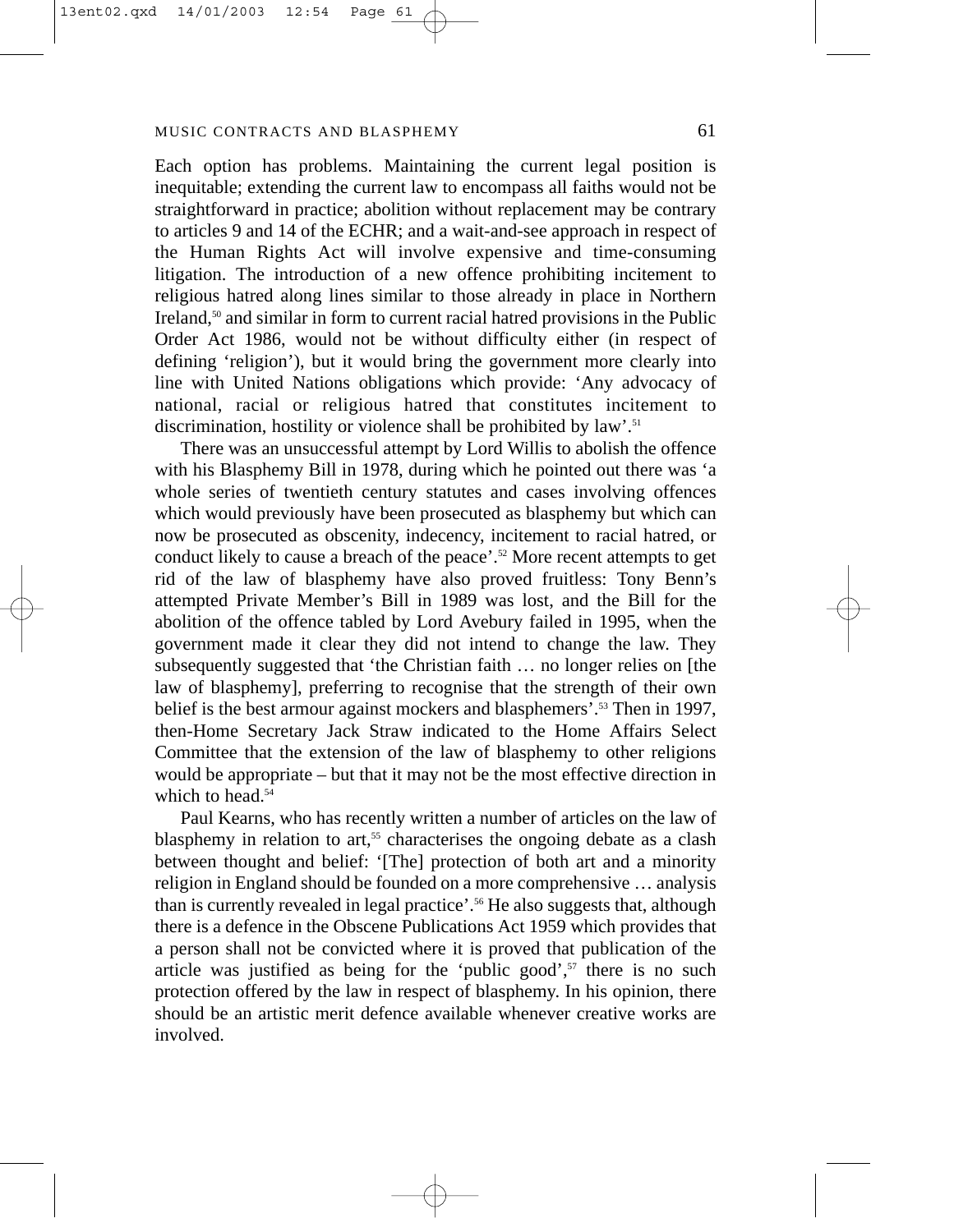Each option has problems. Maintaining the current legal position is inequitable; extending the current law to encompass all faiths would not be straightforward in practice; abolition without replacement may be contrary to articles 9 and 14 of the ECHR; and a wait-and-see approach in respect of the Human Rights Act will involve expensive and time-consuming litigation. The introduction of a new offence prohibiting incitement to religious hatred along lines similar to those already in place in Northern Ireland,[50] and similar in form to current racial hatred provisions in the Public Order Act 1986, would not be without difficulty either (in respect of defining 'religion'), but it would bring the government more clearly into line with United Nations obligations which provide: 'Any advocacy of national, racial or religious hatred that constitutes incitement to discrimination, hostility or violence shall be prohibited by law'.[51]

There was an unsuccessful attempt by Lord Willis to abolish the offence with his Blasphemy Bill in 1978, during which he pointed out there was 'a whole series of twentieth century statutes and cases involving offences which would previously have been prosecuted as blasphemy but which can now be prosecuted as obscenity, indecency, incitement to racial hatred, or conduct likely to cause a breach of the peace'.[52] More recent attempts to get rid of the law of blasphemy have also proved fruitless: Tony Benn's attempted Private Member's Bill in 1989 was lost, and the Bill for the abolition of the offence tabled by Lord Avebury failed in 1995, when the government made it clear they did not intend to change the law. They subsequently suggested that 'the Christian faith … no longer relies on [the law of blasphemy], preferring to recognise that the strength of their own belief is the best armour against mockers and blasphemers'.[53] Then in 1997, then-Home Secretary Jack Straw indicated to the Home Affairs Select Committee that the extension of the law of blasphemy to other religions would be appropriate – but that it may not be the most effective direction in which to head.[54]

Paul Kearns, who has recently written a number of articles on the law of blasphemy in relation to art,[55] characterises the ongoing debate as a clash between thought and belief: '[The] protection of both art and a minority religion in England should be founded on a more comprehensive … analysis than is currently revealed in legal practice'.[56] He also suggests that, although there is a defence in the Obscene Publications Act 1959 which provides that a person shall not be convicted where it is proved that publication of the article was justified as being for the 'public good',[57] there is no such protection offered by the law in respect of blasphemy. In his opinion, there should be an artistic merit defence available whenever creative works are involved.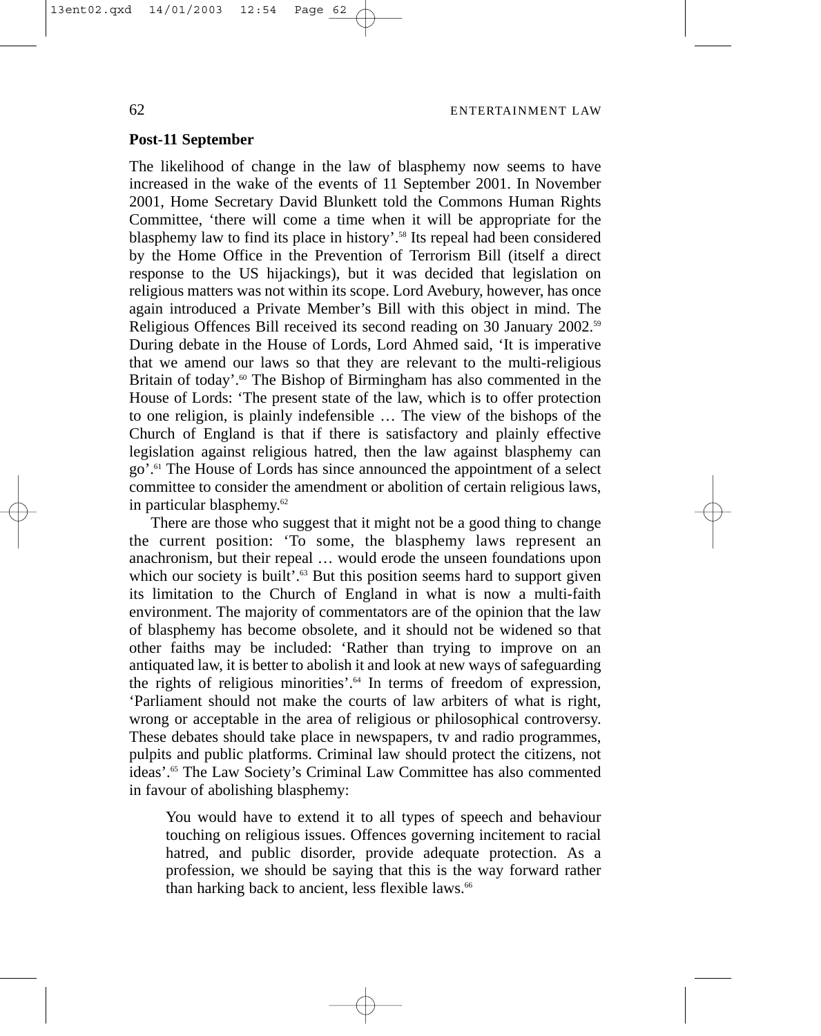### Post-11 September

The likelihood of change in the law of blasphemy now seems to have increased in the wake of the events of 11 September 2001. In November 2001, Home Secretary David Blunkett told the Commons Human Rights Committee, 'there will come a time when it will be appropriate for the blasphemy law to find its place in history'.[58] Its repeal had been considered by the Home Office in the Prevention of Terrorism Bill (itself a direct response to the US hijackings), but it was decided that legislation on religious matters was not within its scope. Lord Avebury, however, has once again introduced a Private Member's Bill with this object in mind. The Religious Offences Bill received its second reading on 30 January 2002.[59] During debate in the House of Lords, Lord Ahmed said, 'It is imperative that we amend our laws so that they are relevant to the multi-religious Britain of today'.[60] The Bishop of Birmingham has also commented in the House of Lords: 'The present state of the law, which is to offer protection to one religion, is plainly indefensible … The view of the bishops of the Church of England is that if there is satisfactory and plainly effective legislation against religious hatred, then the law against blasphemy can go'.[61] The House of Lords has since announced the appointment of a select committee to consider the amendment or abolition of certain religious laws, in particular blasphemy.[62]

There are those who suggest that it might not be a good thing to change the current position: 'To some, the blasphemy laws represent an anachronism, but their repeal … would erode the unseen foundations upon which our society is built'.[63] But this position seems hard to support given its limitation to the Church of England in what is now a multi-faith environment. The majority of commentators are of the opinion that the law of blasphemy has become obsolete, and it should not be widened so that other faiths may be included: 'Rather than trying to improve on an antiquated law, it is better to abolish it and look at new ways of safeguarding the rights of religious minorities'.[64] In terms of freedom of expression, 'Parliament should not make the courts of law arbiters of what is right, wrong or acceptable in the area of religious or philosophical controversy. These debates should take place in newspapers, tv and radio programmes, pulpits and public platforms. Criminal law should protect the citizens, not ideas'.[65] The Law Society's Criminal Law Committee has also commented in favour of abolishing blasphemy:

> You would have to extend it to all types of speech and behaviour touching on religious issues. Offences governing incitement to racial hatred, and public disorder, provide adequate protection. As a profession, we should be saying that this is the way forward rather than harking back to ancient, less flexible laws.[66]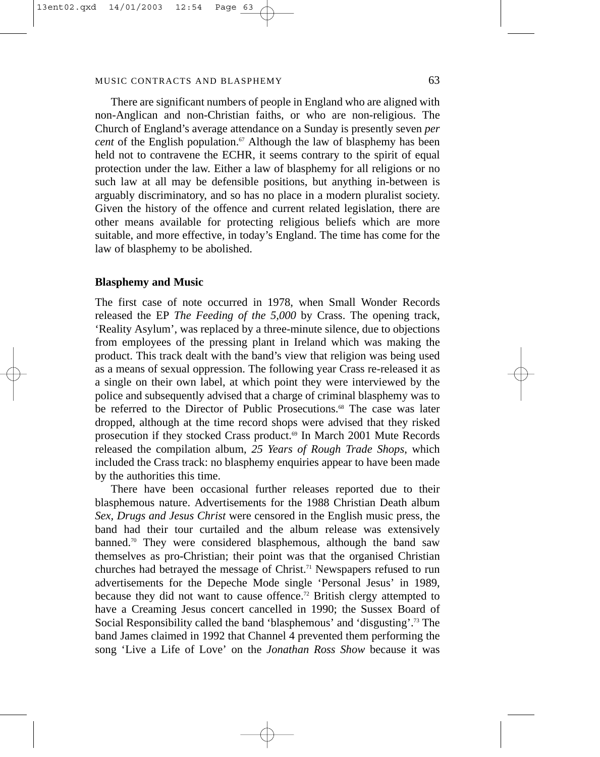There are significant numbers of people in England who are aligned with non-Anglican and non-Christian faiths, or who are non-religious. The Church of England's average attendance on a Sunday is presently seven *per cent* of the English population.[67] Although the law of blasphemy has been held not to contravene the ECHR, it seems contrary to the spirit of equal protection under the law. Either a law of blasphemy for all religions or no such law at all may be defensible positions, but anything in-between is arguably discriminatory, and so has no place in a modern pluralist society. Given the history of the offence and current related legislation, there are other means available for protecting religious beliefs which are more suitable, and more effective, in today's England. The time has come for the law of blasphemy to be abolished.

**Blasphemy and Music**

The first case of note occurred in 1978, when Small Wonder Records released the EP *The Feeding of the 5,000* by Crass. The opening track, 'Reality Asylum', was replaced by a three-minute silence, due to objections from employees of the pressing plant in Ireland which was making the product. This track dealt with the band's view that religion was being used as a means of sexual oppression. The following year Crass re-released it as a single on their own label, at which point they were interviewed by the police and subsequently advised that a charge of criminal blasphemy was to be referred to the Director of Public Prosecutions.[68] The case was later dropped, although at the time record shops were advised that they risked prosecution if they stocked Crass product.[69] In March 2001 Mute Records released the compilation album, *25 Years of Rough Trade Shops*, which included the Crass track: no blasphemy enquiries appear to have been made by the authorities this time.

There have been occasional further releases reported due to their blasphemous nature. Advertisements for the 1988 Christian Death album *Sex, Drugs and Jesus Christ* were censored in the English music press, the band had their tour curtailed and the album release was extensively banned.[70] They were considered blasphemous, although the band saw themselves as pro-Christian; their point was that the organised Christian churches had betrayed the message of Christ.[71] Newspapers refused to run advertisements for the Depeche Mode single 'Personal Jesus' in 1989, because they did not want to cause offence.[72] British clergy attempted to have a Creaming Jesus concert cancelled in 1990; the Sussex Board of Social Responsibility called the band 'blasphemous' and 'disgusting'.[73] The band James claimed in 1992 that Channel 4 prevented them performing the song 'Live a Life of Love' on the *Jonathan Ross Show* because it was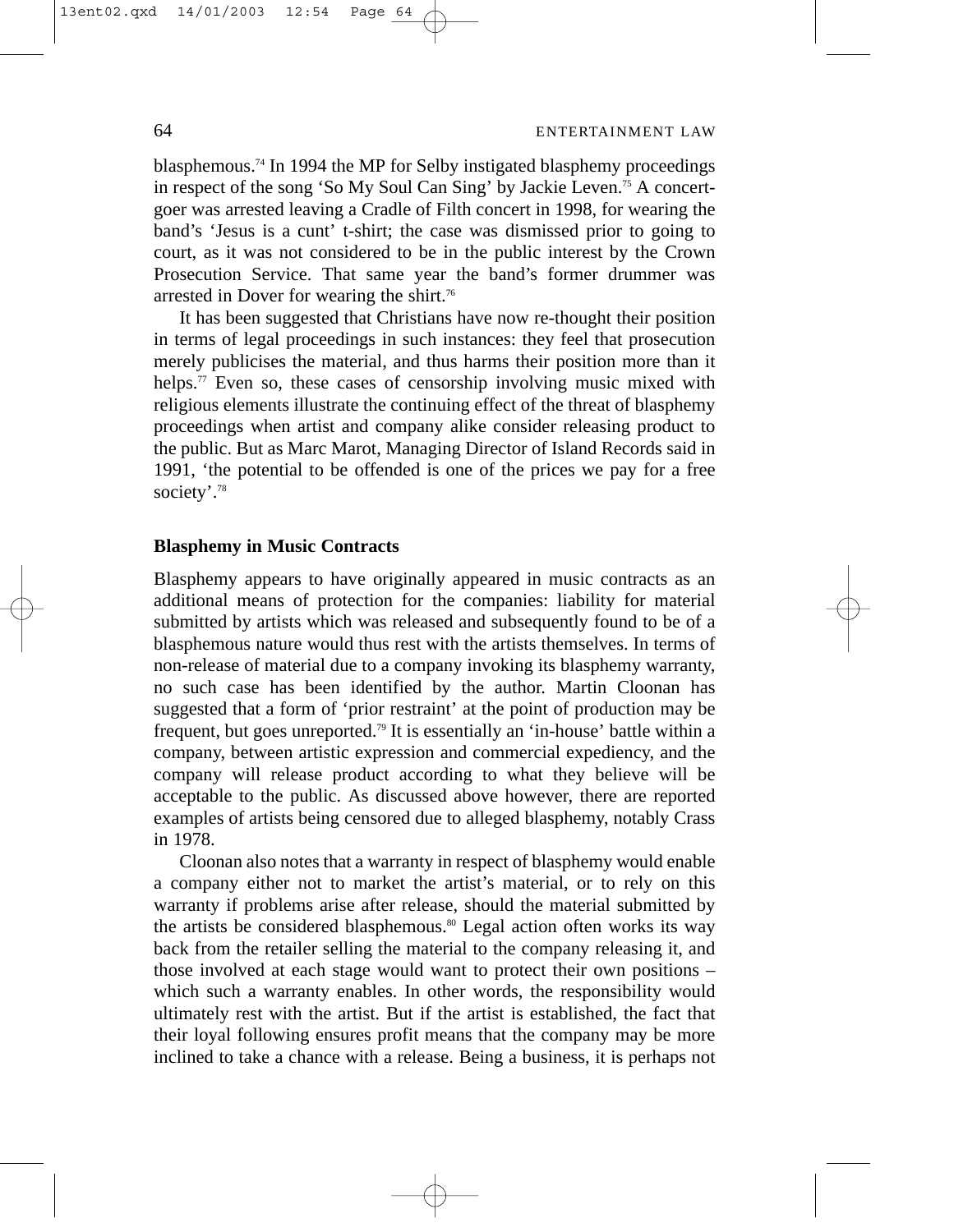blasphemous.[74] In 1994 the MP for Selby instigated blasphemy proceedings in respect of the song 'So My Soul Can Sing' by Jackie Leven.[75] A concert-goer was arrested leaving a Cradle of Filth concert in 1998, for wearing the band's 'Jesus is a cunt' t-shirt; the case was dismissed prior to going to court, as it was not considered to be in the public interest by the Crown Prosecution Service. That same year the band's former drummer was arrested in Dover for wearing the shirt.[76]

It has been suggested that Christians have now re-thought their position in terms of legal proceedings in such instances: they feel that prosecution merely publicises the material, and thus harms their position more than it helps.[77] Even so, these cases of censorship involving music mixed with religious elements illustrate the continuing effect of the threat of blasphemy proceedings when artist and company alike consider releasing product to the public. But as Marc Marot, Managing Director of Island Records said in 1991, 'the potential to be offended is one of the prices we pay for a free society'.[78]

## Blasphemy in Music Contracts

Blasphemy appears to have originally appeared in music contracts as an additional means of protection for the companies: liability for material submitted by artists which was released and subsequently found to be of a blasphemous nature would thus rest with the artists themselves. In terms of non-release of material due to a company invoking its blasphemy warranty, no such case has been identified by the author. Martin Cloonan has suggested that a form of 'prior restraint' at the point of production may be frequent, but goes unreported.[79] It is essentially an 'in-house' battle within a company, between artistic expression and commercial expediency, and the company will release product according to what they believe will be acceptable to the public. As discussed above however, there are reported examples of artists being censored due to alleged blasphemy, notably Crass in 1978.

Cloonan also notes that a warranty in respect of blasphemy would enable a company either not to market the artist's material, or to rely on this warranty if problems arise after release, should the material submitted by the artists be considered blasphemous.[80] Legal action often works its way back from the retailer selling the material to the company releasing it, and those involved at each stage would want to protect their own positions – which such a warranty enables. In other words, the responsibility would ultimately rest with the artist. But if the artist is established, the fact that their loyal following ensures profit means that the company may be more inclined to take a chance with a release. Being a business, it is perhaps not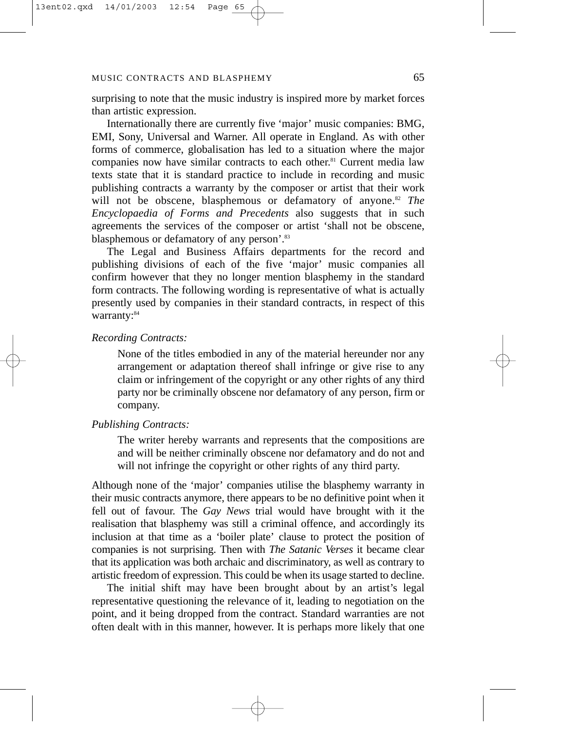surprising to note that the music industry is inspired more by market forces than artistic expression.

Internationally there are currently five 'major' music companies: BMG, EMI, Sony, Universal and Warner. All operate in England. As with other forms of commerce, globalisation has led to a situation where the major companies now have similar contracts to each other.[81] Current media law texts state that it is standard practice to include in recording and music publishing contracts a warranty by the composer or artist that their work will not be obscene, blasphemous or defamatory of anyone.[82] *The Encyclopaedia of Forms and Precedents* also suggests that in such agreements the services of the composer or artist 'shall not be obscene, blasphemous or defamatory of any person'.[83]

The Legal and Business Affairs departments for the record and publishing divisions of each of the five 'major' music companies all confirm however that they no longer mention blasphemy in the standard form contracts. The following wording is representative of what is actually presently used by companies in their standard contracts, in respect of this warranty:[84]

*Recording Contracts:*

> None of the titles embodied in any of the material hereunder nor any arrangement or adaptation thereof shall infringe or give rise to any claim or infringement of the copyright or any other rights of any third party nor be criminally obscene nor defamatory of any person, firm or company.

*Publishing Contracts:*

> The writer hereby warrants and represents that the compositions are and will be neither criminally obscene nor defamatory and do not and will not infringe the copyright or other rights of any third party.

Although none of the 'major' companies utilise the blasphemy warranty in their music contracts anymore, there appears to be no definitive point when it fell out of favour. The *Gay News* trial would have brought with it the realisation that blasphemy was still a criminal offence, and accordingly its inclusion at that time as a 'boiler plate' clause to protect the position of companies is not surprising. Then with *The Satanic Verses* it became clear that its application was both archaic and discriminatory, as well as contrary to artistic freedom of expression. This could be when its usage started to decline.

The initial shift may have been brought about by an artist's legal representative questioning the relevance of it, leading to negotiation on the point, and it being dropped from the contract. Standard warranties are not often dealt with in this manner, however. It is perhaps more likely that one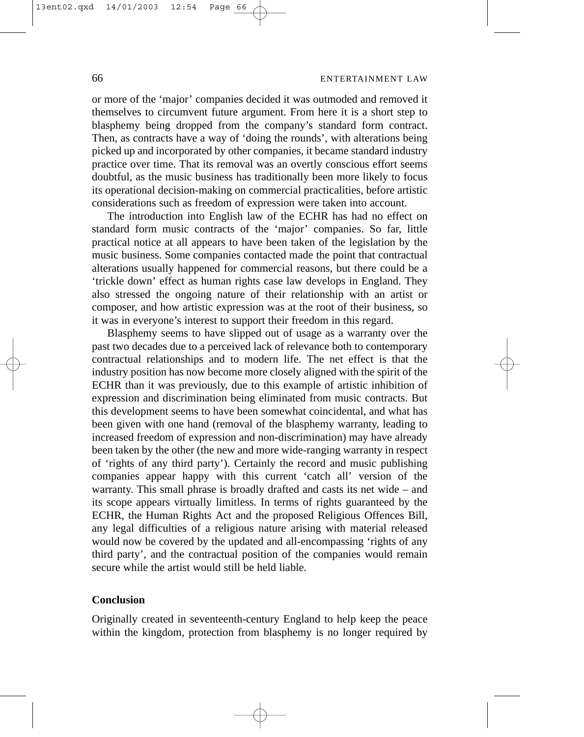or more of the 'major' companies decided it was outmoded and removed it themselves to circumvent future argument. From here it is a short step to blasphemy being dropped from the company's standard form contract. Then, as contracts have a way of 'doing the rounds', with alterations being picked up and incorporated by other companies, it became standard industry practice over time. That its removal was an overtly conscious effort seems doubtful, as the music business has traditionally been more likely to focus its operational decision-making on commercial practicalities, before artistic considerations such as freedom of expression were taken into account.

The introduction into English law of the ECHR has had no effect on standard form music contracts of the 'major' companies. So far, little practical notice at all appears to have been taken of the legislation by the music business. Some companies contacted made the point that contractual alterations usually happened for commercial reasons, but there could be a 'trickle down' effect as human rights case law develops in England. They also stressed the ongoing nature of their relationship with an artist or composer, and how artistic expression was at the root of their business, so it was in everyone's interest to support their freedom in this regard.

Blasphemy seems to have slipped out of usage as a warranty over the past two decades due to a perceived lack of relevance both to contemporary contractual relationships and to modern life. The net effect is that the industry position has now become more closely aligned with the spirit of the ECHR than it was previously, due to this example of artistic inhibition of expression and discrimination being eliminated from music contracts. But this development seems to have been somewhat coincidental, and what has been given with one hand (removal of the blasphemy warranty, leading to increased freedom of expression and non-discrimination) may have already been taken by the other (the new and more wide-ranging warranty in respect of 'rights of any third party'). Certainly the record and music publishing companies appear happy with this current 'catch all' version of the warranty. This small phrase is broadly drafted and casts its net wide – and its scope appears virtually limitless. In terms of rights guaranteed by the ECHR, the Human Rights Act and the proposed Religious Offences Bill, any legal difficulties of a religious nature arising with material released would now be covered by the updated and all-encompassing 'rights of any third party', and the contractual position of the companies would remain secure while the artist would still be held liable.

## Conclusion

Originally created in seventeenth-century England to help keep the peace within the kingdom, protection from blasphemy is no longer required by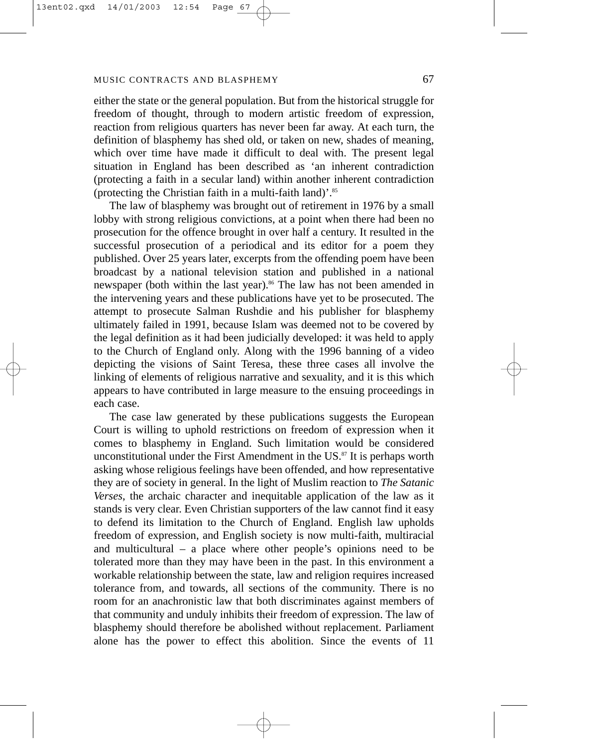either the state or the general population. But from the historical struggle for freedom of thought, through to modern artistic freedom of expression, reaction from religious quarters has never been far away. At each turn, the definition of blasphemy has shed old, or taken on new, shades of meaning, which over time have made it difficult to deal with. The present legal situation in England has been described as 'an inherent contradiction (protecting a faith in a secular land) within another inherent contradiction (protecting the Christian faith in a multi-faith land)'.[85]

The law of blasphemy was brought out of retirement in 1976 by a small lobby with strong religious convictions, at a point when there had been no prosecution for the offence brought in over half a century. It resulted in the successful prosecution of a periodical and its editor for a poem they published. Over 25 years later, excerpts from the offending poem have been broadcast by a national television station and published in a national newspaper (both within the last year).[86] The law has not been amended in the intervening years and these publications have yet to be prosecuted. The attempt to prosecute Salman Rushdie and his publisher for blasphemy ultimately failed in 1991, because Islam was deemed not to be covered by the legal definition as it had been judicially developed: it was held to apply to the Church of England only. Along with the 1996 banning of a video depicting the visions of Saint Teresa, these three cases all involve the linking of elements of religious narrative and sexuality, and it is this which appears to have contributed in large measure to the ensuing proceedings in each case.

The case law generated by these publications suggests the European Court is willing to uphold restrictions on freedom of expression when it comes to blasphemy in England. Such limitation would be considered unconstitutional under the First Amendment in the US.[87] It is perhaps worth asking whose religious feelings have been offended, and how representative they are of society in general. In the light of Muslim reaction to *The Satanic Verses*, the archaic character and inequitable application of the law as it stands is very clear. Even Christian supporters of the law cannot find it easy to defend its limitation to the Church of England. English law upholds freedom of expression, and English society is now multi-faith, multiracial and multicultural – a place where other people's opinions need to be tolerated more than they may have been in the past. In this environment a workable relationship between the state, law and religion requires increased tolerance from, and towards, all sections of the community. There is no room for an anachronistic law that both discriminates against members of that community and unduly inhibits their freedom of expression. The law of blasphemy should therefore be abolished without replacement. Parliament alone has the power to effect this abolition. Since the events of 11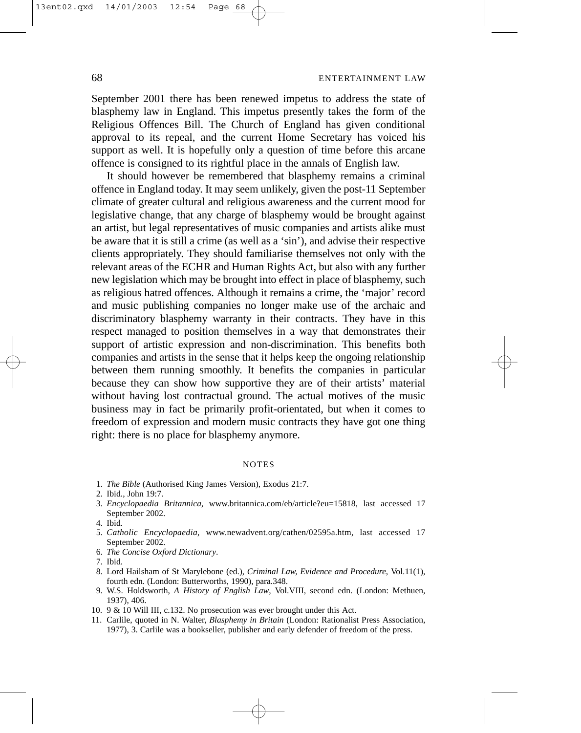September 2001 there has been renewed impetus to address the state of blasphemy law in England. This impetus presently takes the form of the Religious Offences Bill. The Church of England has given conditional approval to its repeal, and the current Home Secretary has voiced his support as well. It is hopefully only a question of time before this arcane offence is consigned to its rightful place in the annals of English law.

It should however be remembered that blasphemy remains a criminal offence in England today. It may seem unlikely, given the post-11 September climate of greater cultural and religious awareness and the current mood for legislative change, that any charge of blasphemy would be brought against an artist, but legal representatives of music companies and artists alike must be aware that it is still a crime (as well as a 'sin'), and advise their respective clients appropriately. They should familiarise themselves not only with the relevant areas of the ECHR and Human Rights Act, but also with any further new legislation which may be brought into effect in place of blasphemy, such as religious hatred offences. Although it remains a crime, the 'major' record and music publishing companies no longer make use of the archaic and discriminatory blasphemy warranty in their contracts. They have in this respect managed to position themselves in a way that demonstrates their support of artistic expression and non-discrimination. This benefits both companies and artists in the sense that it helps keep the ongoing relationship between them running smoothly. It benefits the companies in particular because they can show how supportive they are of their artists' material without having lost contractual ground. The actual motives of the music business may in fact be primarily profit-orientated, but when it comes to freedom of expression and modern music contracts they have got one thing right: there is no place for blasphemy anymore.

## NOTES

1. *The Bible* (Authorised King James Version), Exodus 21:7.
2. Ibid., John 19:7.
3. *Encyclopaedia Britannica*, www.britannica.com/eb/article?eu=15818, last accessed 17 September 2002.
4. Ibid.
5. *Catholic Encyclopaedia*, www.newadvent.org/cathen/02595a.htm, last accessed 17 September 2002.
6. *The Concise Oxford Dictionary*.
7. Ibid.
8. Lord Hailsham of St Marylebone (ed.), *Criminal Law, Evidence and Procedure*, Vol.11(1), fourth edn. (London: Butterworths, 1990), para.348.
9. W.S. Holdsworth, *A History of English Law*, Vol.VIII, second edn. (London: Methuen, 1937), 406.
10. 9 & 10 Will III, c.132. No prosecution was ever brought under this Act.
11. Carlile, quoted in N. Walter, *Blasphemy in Britain* (London: Rationalist Press Association, 1977), 3. Carlile was a bookseller, publisher and early defender of freedom of the press.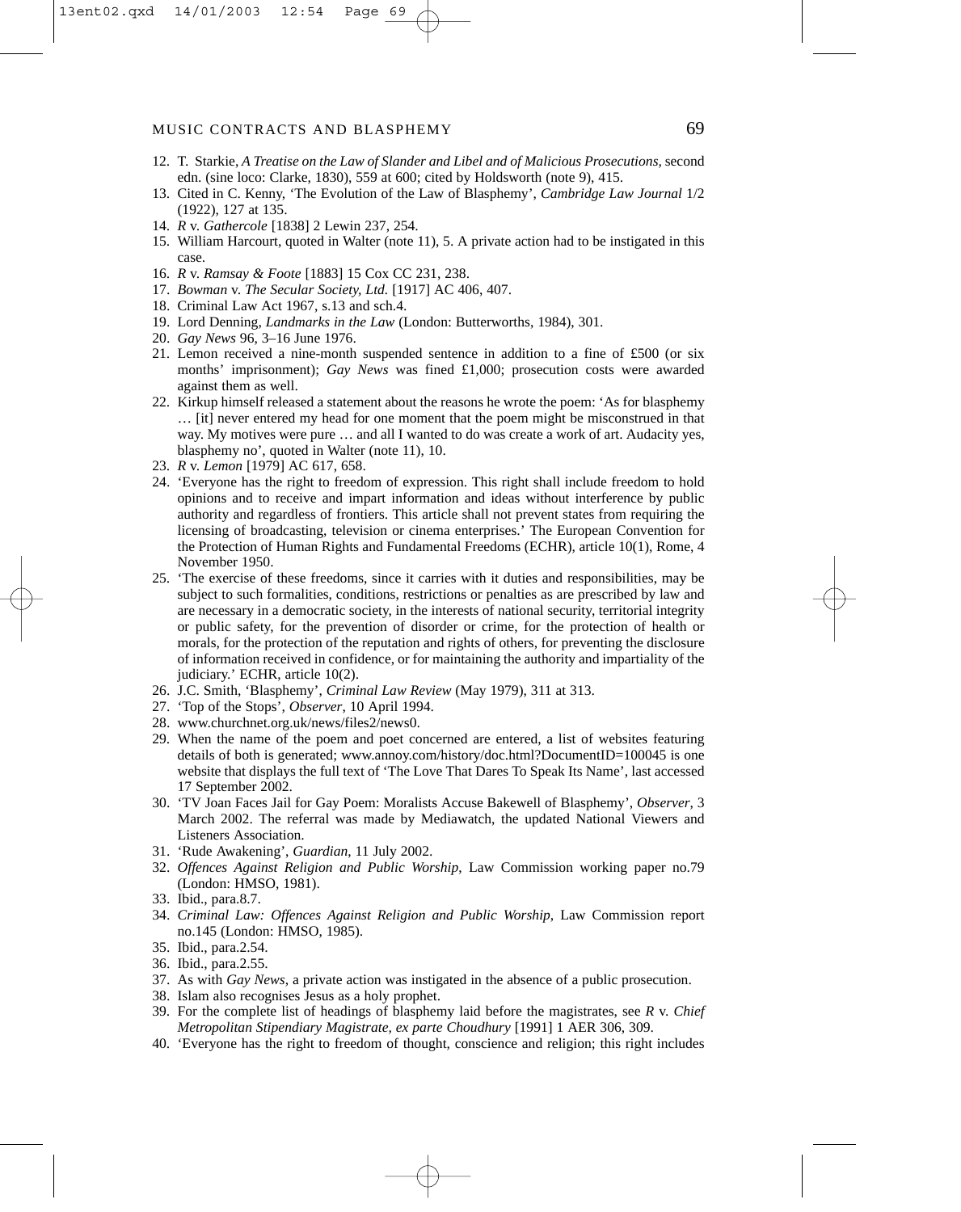12. T. Starkie, *A Treatise on the Law of Slander and Libel and of Malicious Prosecutions*, second edn. (sine loco: Clarke, 1830), 559 at 600; cited by Holdsworth (note 9), 415.
13. Cited in C. Kenny, 'The Evolution of the Law of Blasphemy', *Cambridge Law Journal* 1/2 (1922), 127 at 135.
14. *R* v. *Gathercole* [1838] 2 Lewin 237, 254.
15. William Harcourt, quoted in Walter (note 11), 5. A private action had to be instigated in this case.
16. *R* v. *Ramsay & Foote* [1883] 15 Cox CC 231, 238.
17. *Bowman* v. *The Secular Society, Ltd.* [1917] AC 406, 407.
18. Criminal Law Act 1967, s.13 and sch.4.
19. Lord Denning, *Landmarks in the Law* (London: Butterworths, 1984), 301.
20. *Gay News* 96, 3–16 June 1976.
21. Lemon received a nine-month suspended sentence in addition to a fine of £500 (or six months' imprisonment); *Gay News* was fined £1,000; prosecution costs were awarded against them as well.
22. Kirkup himself released a statement about the reasons he wrote the poem: 'As for blasphemy … [it] never entered my head for one moment that the poem might be misconstrued in that way. My motives were pure … and all I wanted to do was create a work of art. Audacity yes, blasphemy no', quoted in Walter (note 11), 10.
23. *R* v. *Lemon* [1979] AC 617, 658.
24. 'Everyone has the right to freedom of expression. This right shall include freedom to hold opinions and to receive and impart information and ideas without interference by public authority and regardless of frontiers. This article shall not prevent states from requiring the licensing of broadcasting, television or cinema enterprises.' The European Convention for the Protection of Human Rights and Fundamental Freedoms (ECHR), article 10(1), Rome, 4 November 1950.
25. 'The exercise of these freedoms, since it carries with it duties and responsibilities, may be subject to such formalities, conditions, restrictions or penalties as are prescribed by law and are necessary in a democratic society, in the interests of national security, territorial integrity or public safety, for the prevention of disorder or crime, for the protection of health or morals, for the protection of the reputation and rights of others, for preventing the disclosure of information received in confidence, or for maintaining the authority and impartiality of the judiciary.' ECHR, article 10(2).
26. J.C. Smith, 'Blasphemy', *Criminal Law Review* (May 1979), 311 at 313.
27. 'Top of the Stops', *Observer*, 10 April 1994.
28. www.churchnet.org.uk/news/files2/news0.
29. When the name of the poem and poet concerned are entered, a list of websites featuring details of both is generated; www.annoy.com/history/doc.html?DocumentID=100045 is one website that displays the full text of 'The Love That Dares To Speak Its Name', last accessed 17 September 2002.
30. 'TV Joan Faces Jail for Gay Poem: Moralists Accuse Bakewell of Blasphemy', *Observer*, 3 March 2002. The referral was made by Mediawatch, the updated National Viewers and Listeners Association.
31. 'Rude Awakening', *Guardian*, 11 July 2002.
32. *Offences Against Religion and Public Worship*, Law Commission working paper no.79 (London: HMSO, 1981).
33. Ibid., para.8.7.
34. *Criminal Law: Offences Against Religion and Public Worship*, Law Commission report no.145 (London: HMSO, 1985).
35. Ibid., para.2.54.
36. Ibid., para.2.55.
37. As with *Gay News*, a private action was instigated in the absence of a public prosecution.
38. Islam also recognises Jesus as a holy prophet.
39. For the complete list of headings of blasphemy laid before the magistrates, see *R* v. *Chief Metropolitan Stipendiary Magistrate, ex parte Choudhury* [1991] 1 AER 306, 309.
40. 'Everyone has the right to freedom of thought, conscience and religion; this right includes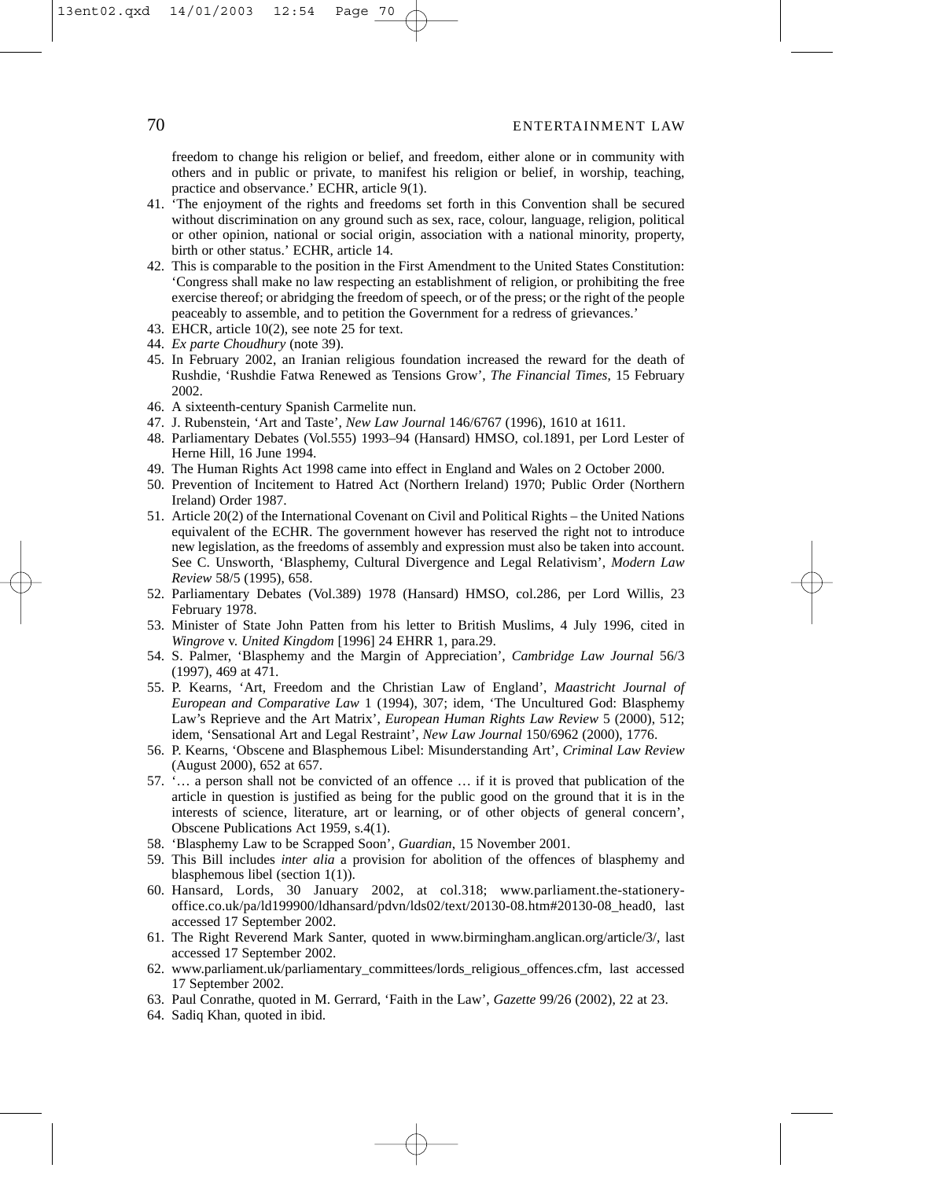freedom to change his religion or belief, and freedom, either alone or in community with others and in public or private, to manifest his religion or belief, in worship, teaching, practice and observance.' ECHR, article 9(1).

41. 'The enjoyment of the rights and freedoms set forth in this Convention shall be secured without discrimination on any ground such as sex, race, colour, language, religion, political or other opinion, national or social origin, association with a national minority, property, birth or other status.' ECHR, article 14.
42. This is comparable to the position in the First Amendment to the United States Constitution: 'Congress shall make no law respecting an establishment of religion, or prohibiting the free exercise thereof; or abridging the freedom of speech, or of the press; or the right of the people peaceably to assemble, and to petition the Government for a redress of grievances.'
43. EHCR, article 10(2), see note 25 for text.
44. *Ex parte Choudhury* (note 39).
45. In February 2002, an Iranian religious foundation increased the reward for the death of Rushdie, 'Rushdie Fatwa Renewed as Tensions Grow', *The Financial Times*, 15 February 2002.
46. A sixteenth-century Spanish Carmelite nun.
47. J. Rubenstein, 'Art and Taste', *New Law Journal* 146/6767 (1996), 1610 at 1611.
48. Parliamentary Debates (Vol.555) 1993–94 (Hansard) HMSO, col.1891, per Lord Lester of Herne Hill, 16 June 1994.
49. The Human Rights Act 1998 came into effect in England and Wales on 2 October 2000.
50. Prevention of Incitement to Hatred Act (Northern Ireland) 1970; Public Order (Northern Ireland) Order 1987.
51. Article 20(2) of the International Covenant on Civil and Political Rights – the United Nations equivalent of the ECHR. The government however has reserved the right not to introduce new legislation, as the freedoms of assembly and expression must also be taken into account. See C. Unsworth, 'Blasphemy, Cultural Divergence and Legal Relativism', *Modern Law Review* 58/5 (1995), 658.
52. Parliamentary Debates (Vol.389) 1978 (Hansard) HMSO, col.286, per Lord Willis, 23 February 1978.
53. Minister of State John Patten from his letter to British Muslims, 4 July 1996, cited in *Wingrove* v. *United Kingdom* [1996] 24 EHRR 1, para.29.
54. S. Palmer, 'Blasphemy and the Margin of Appreciation', *Cambridge Law Journal* 56/3 (1997), 469 at 471.
55. P. Kearns, 'Art, Freedom and the Christian Law of England', *Maastricht Journal of European and Comparative Law* 1 (1994), 307; idem, 'The Uncultured God: Blasphemy Law's Reprieve and the Art Matrix', *European Human Rights Law Review* 5 (2000), 512; idem, 'Sensational Art and Legal Restraint', *New Law Journal* 150/6962 (2000), 1776.
56. P. Kearns, 'Obscene and Blasphemous Libel: Misunderstanding Art', *Criminal Law Review* (August 2000), 652 at 657.
57. '… a person shall not be convicted of an offence … if it is proved that publication of the article in question is justified as being for the public good on the ground that it is in the interests of science, literature, art or learning, or of other objects of general concern', Obscene Publications Act 1959, s.4(1).
58. 'Blasphemy Law to be Scrapped Soon', *Guardian*, 15 November 2001.
59. This Bill includes *inter alia* a provision for abolition of the offences of blasphemy and blasphemous libel (section 1(1)).
60. Hansard, Lords, 30 January 2002, at col.318; www.parliament.the-stationery-office.co.uk/pa/ld199900/ldhansard/pdvn/lds02/text/20130-08.htm#20130-08_head0, last accessed 17 September 2002.
61. The Right Reverend Mark Santer, quoted in www.birmingham.anglican.org/article/3/, last accessed 17 September 2002.
62. www.parliament.uk/parliamentary_committees/lords_religious_offences.cfm, last accessed 17 September 2002.
63. Paul Conrathe, quoted in M. Gerrard, 'Faith in the Law', *Gazette* 99/26 (2002), 22 at 23.
64. Sadiq Khan, quoted in ibid.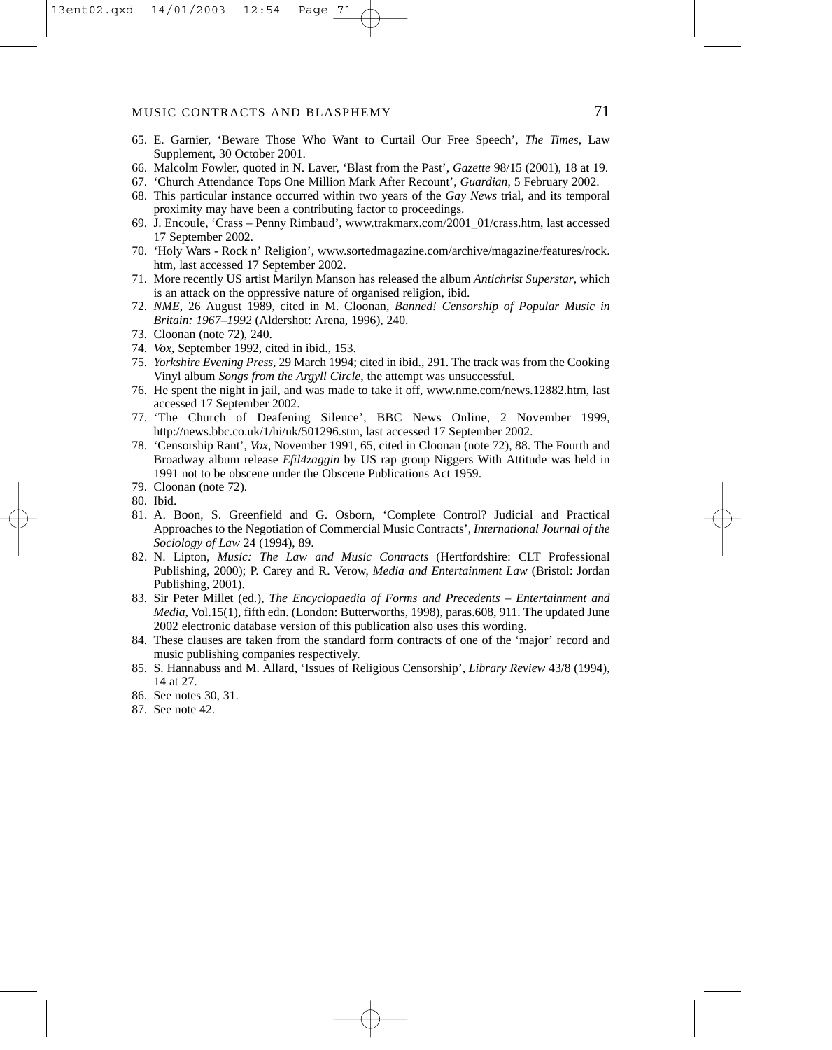65. E. Garnier, 'Beware Those Who Want to Curtail Our Free Speech', *The Times*, Law Supplement, 30 October 2001.
66. Malcolm Fowler, quoted in N. Laver, 'Blast from the Past', *Gazette* 98/15 (2001), 18 at 19.
67. 'Church Attendance Tops One Million Mark After Recount', *Guardian*, 5 February 2002.
68. This particular instance occurred within two years of the *Gay News* trial, and its temporal proximity may have been a contributing factor to proceedings.
69. J. Encoule, 'Crass – Penny Rimbaud', www.trakmarx.com/2001_01/crass.htm, last accessed 17 September 2002.
70. 'Holy Wars - Rock n' Religion', www.sortedmagazine.com/archive/magazine/features/rock.htm, last accessed 17 September 2002.
71. More recently US artist Marilyn Manson has released the album *Antichrist Superstar*, which is an attack on the oppressive nature of organised religion, ibid.
72. *NME*, 26 August 1989, cited in M. Cloonan, *Banned! Censorship of Popular Music in Britain: 1967–1992* (Aldershot: Arena, 1996), 240.
73. Cloonan (note 72), 240.
74. *Vox*, September 1992, cited in ibid., 153.
75. *Yorkshire Evening Press*, 29 March 1994; cited in ibid., 291. The track was from the Cooking Vinyl album *Songs from the Argyll Circle*, the attempt was unsuccessful.
76. He spent the night in jail, and was made to take it off, www.nme.com/news.12882.htm, last accessed 17 September 2002.
77. 'The Church of Deafening Silence', BBC News Online, 2 November 1999, http://news.bbc.co.uk/1/hi/uk/501296.stm, last accessed 17 September 2002.
78. 'Censorship Rant', *Vox*, November 1991, 65, cited in Cloonan (note 72), 88. The Fourth and Broadway album release *Efil4zaggin* by US rap group Niggers With Attitude was held in 1991 not to be obscene under the Obscene Publications Act 1959.
79. Cloonan (note 72).
80. Ibid.
81. A. Boon, S. Greenfield and G. Osborn, 'Complete Control? Judicial and Practical Approaches to the Negotiation of Commercial Music Contracts', *International Journal of the Sociology of Law* 24 (1994), 89.
82. N. Lipton, *Music: The Law and Music Contracts* (Hertfordshire: CLT Professional Publishing, 2000); P. Carey and R. Verow, *Media and Entertainment Law* (Bristol: Jordan Publishing, 2001).
83. Sir Peter Millet (ed.), *The Encyclopaedia of Forms and Precedents – Entertainment and Media*, Vol.15(1), fifth edn. (London: Butterworths, 1998), paras.608, 911. The updated June 2002 electronic database version of this publication also uses this wording.
84. These clauses are taken from the standard form contracts of one of the 'major' record and music publishing companies respectively.
85. S. Hannabuss and M. Allard, 'Issues of Religious Censorship', *Library Review* 43/8 (1994), 14 at 27.
86. See notes 30, 31.
87. See note 42.